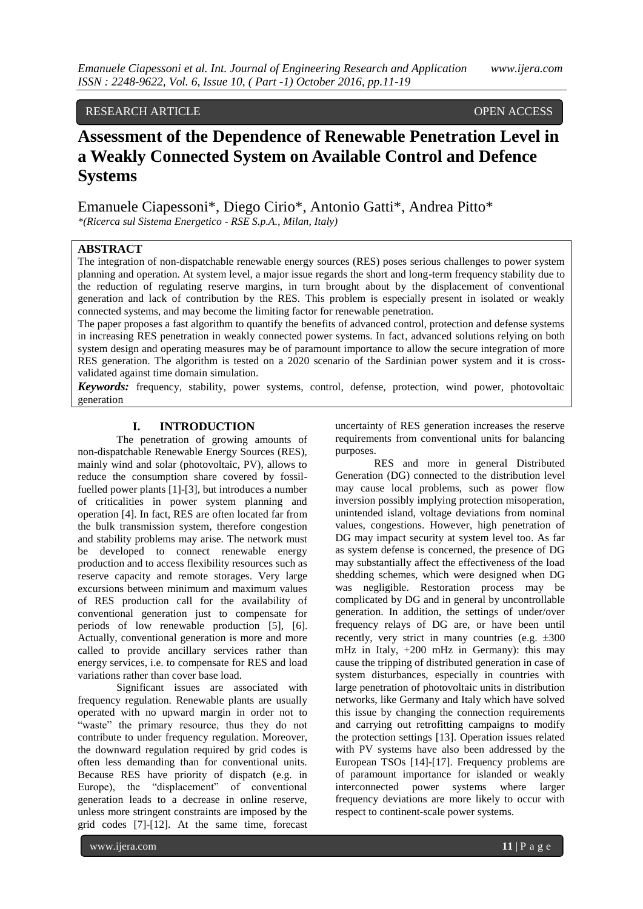RESEARCH ARTICLE OPEN ACCESS

# Assessment of the Dependence of Renewable Penetration Level in a Weakly Connected System on Available Control and Defence Systems

Emanuele Ciapessoni*, Diego Cirio*, Antonio Gatti*, Andrea Pitto*

*(Ricerca sul Sistema Energetico - RSE S.p.A., Milan, Italy)*

## ABSTRACT

The integration of non-dispatchable renewable energy sources (RES) poses serious challenges to power system planning and operation. At system level, a major issue regards the short and long-term frequency stability due to the reduction of regulating reserve margins, in turn brought about by the displacement of conventional generation and lack of contribution by the RES. This problem is especially present in isolated or weakly connected systems, and may become the limiting factor for renewable penetration.

The paper proposes a fast algorithm to quantify the benefits of advanced control, protection and defense systems in increasing RES penetration in weakly connected power systems. In fact, advanced solutions relying on both system design and operating measures may be of paramount importance to allow the secure integration of more RES generation. The algorithm is tested on a 2020 scenario of the Sardinian power system and it is cross-validated against time domain simulation.

***Keywords:*** frequency, stability, power systems, control, defense, protection, wind power, photovoltaic generation

## I. INTRODUCTION

The penetration of growing amounts of non-dispatchable Renewable Energy Sources (RES), mainly wind and solar (photovoltaic, PV), allows to reduce the consumption share covered by fossil-fuelled power plants [1]-[3], but introduces a number of criticalities in power system planning and operation [4]. In fact, RES are often located far from the bulk transmission system, therefore congestion and stability problems may arise. The network must be developed to connect renewable energy production and to access flexibility resources such as reserve capacity and remote storages. Very large excursions between minimum and maximum values of RES production call for the availability of conventional generation just to compensate for periods of low renewable production [5], [6]. Actually, conventional generation is more and more called to provide ancillary services rather than energy services, i.e. to compensate for RES and load variations rather than cover base load.

Significant issues are associated with frequency regulation. Renewable plants are usually operated with no upward margin in order not to "waste" the primary resource, thus they do not contribute to under frequency regulation. Moreover, the downward regulation required by grid codes is often less demanding than for conventional units. Because RES have priority of dispatch (e.g. in Europe), the "displacement" of conventional generation leads to a decrease in online reserve, unless more stringent constraints are imposed by the grid codes [7]-[12]. At the same time, forecast uncertainty of RES generation increases the reserve requirements from conventional units for balancing purposes.

RES and more in general Distributed Generation (DG) connected to the distribution level may cause local problems, such as power flow inversion possibly implying protection misoperation, unintended island, voltage deviations from nominal values, congestions. However, high penetration of DG may impact security at system level too. As far as system defense is concerned, the presence of DG may substantially affect the effectiveness of the load shedding schemes, which were designed when DG was negligible. Restoration process may be complicated by DG and in general by uncontrollable generation. In addition, the settings of under/over frequency relays of DG are, or have been until recently, very strict in many countries (e.g. ±300 mHz in Italy, +200 mHz in Germany): this may cause the tripping of distributed generation in case of system disturbances, especially in countries with large penetration of photovoltaic units in distribution networks, like Germany and Italy which have solved this issue by changing the connection requirements and carrying out retrofitting campaigns to modify the protection settings [13]. Operation issues related with PV systems have also been addressed by the European TSOs [14]-[17]. Frequency problems are of paramount importance for islanded or weakly interconnected power systems where larger frequency deviations are more likely to occur with respect to continent-scale power systems.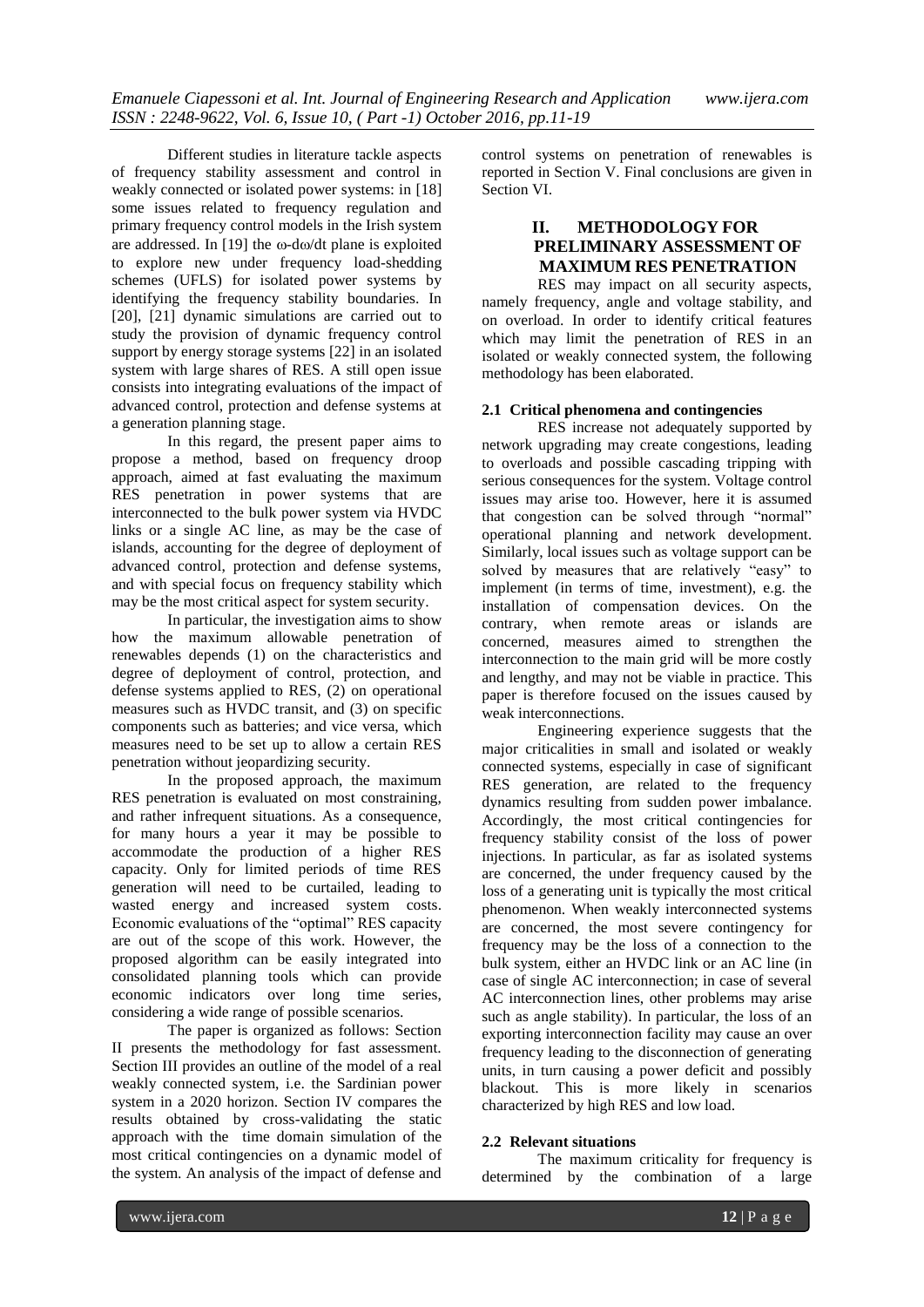Different studies in literature tackle aspects of frequency stability assessment and control in weakly connected or isolated power systems: in [18] some issues related to frequency regulation and primary frequency control models in the Irish system are addressed. In [19] the $\omega$-d$\omega$/dt plane is exploited to explore new under frequency load-shedding schemes (UFLS) for isolated power systems by identifying the frequency stability boundaries. In [20], [21] dynamic simulations are carried out to study the provision of dynamic frequency control support by energy storage systems [22] in an isolated system with large shares of RES. A still open issue consists into integrating evaluations of the impact of advanced control, protection and defense systems at a generation planning stage.

In this regard, the present paper aims to propose a method, based on frequency droop approach, aimed at fast evaluating the maximum RES penetration in power systems that are interconnected to the bulk power system via HVDC links or a single AC line, as may be the case of islands, accounting for the degree of deployment of advanced control, protection and defense systems, and with special focus on frequency stability which may be the most critical aspect for system security.

In particular, the investigation aims to show how the maximum allowable penetration of renewables depends (1) on the characteristics and degree of deployment of control, protection, and defense systems applied to RES, (2) on operational measures such as HVDC transit, and (3) on specific components such as batteries; and vice versa, which measures need to be set up to allow a certain RES penetration without jeopardizing security.

In the proposed approach, the maximum RES penetration is evaluated on most constraining, and rather infrequent situations. As a consequence, for many hours a year it may be possible to accommodate the production of a higher RES capacity. Only for limited periods of time RES generation will need to be curtailed, leading to wasted energy and increased system costs. Economic evaluations of the "optimal" RES capacity are out of the scope of this work. However, the proposed algorithm can be easily integrated into consolidated planning tools which can provide economic indicators over long time series, considering a wide range of possible scenarios.

The paper is organized as follows: Section II presents the methodology for fast assessment. Section III provides an outline of the model of a real weakly connected system, i.e. the Sardinian power system in a 2020 horizon. Section IV compares the results obtained by cross-validating the static approach with the time domain simulation of the most critical contingencies on a dynamic model of the system. An analysis of the impact of defense and control systems on penetration of renewables is reported in Section V. Final conclusions are given in Section VI.

## II. METHODOLOGY FOR PRELIMINARY ASSESSMENT OF MAXIMUM RES PENETRATION

RES may impact on all security aspects, namely frequency, angle and voltage stability, and on overload. In order to identify critical features which may limit the penetration of RES in an isolated or weakly connected system, the following methodology has been elaborated.

### 2.1 Critical phenomena and contingencies

RES increase not adequately supported by network upgrading may create congestions, leading to overloads and possible cascading tripping with serious consequences for the system. Voltage control issues may arise too. However, here it is assumed that congestion can be solved through "normal" operational planning and network development. Similarly, local issues such as voltage support can be solved by measures that are relatively "easy" to implement (in terms of time, investment), e.g. the installation of compensation devices. On the contrary, when remote areas or islands are concerned, measures aimed to strengthen the interconnection to the main grid will be more costly and lengthy, and may not be viable in practice. This paper is therefore focused on the issues caused by weak interconnections.

Engineering experience suggests that the major criticalities in small and isolated or weakly connected systems, especially in case of significant RES generation, are related to the frequency dynamics resulting from sudden power imbalance. Accordingly, the most critical contingencies for frequency stability consist of the loss of power injections. In particular, as far as isolated systems are concerned, the under frequency caused by the loss of a generating unit is typically the most critical phenomenon. When weakly interconnected systems are concerned, the most severe contingency for frequency may be the loss of a connection to the bulk system, either an HVDC link or an AC line (in case of single AC interconnection; in case of several AC interconnection lines, other problems may arise such as angle stability). In particular, the loss of an exporting interconnection facility may cause an over frequency leading to the disconnection of generating units, in turn causing a power deficit and possibly blackout. This is more likely in scenarios characterized by high RES and low load.

### 2.2 Relevant situations

The maximum criticality for frequency is determined by the combination of a large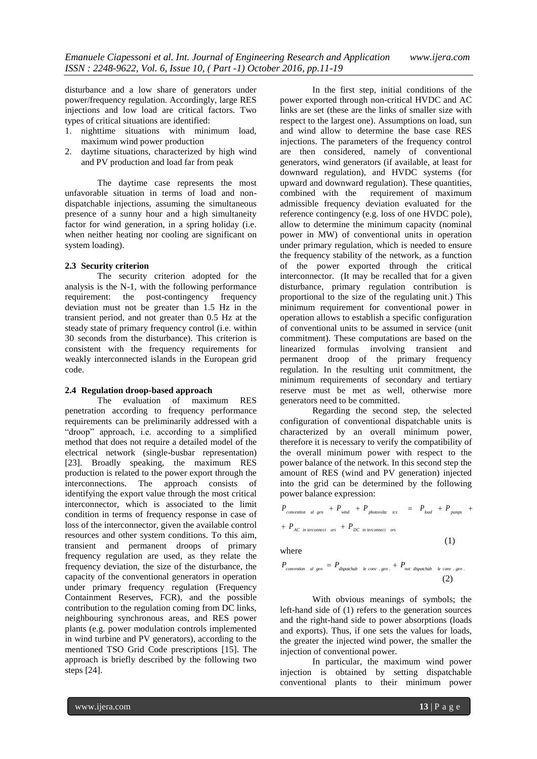disturbance and a low share of generators under power/frequency regulation. Accordingly, large RES injections and low load are critical factors. Two types of critical situations are identified:

1. nighttime situations with minimum load, maximum wind power production
2. daytime situations, characterized by high wind and PV production and load far from peak

The daytime case represents the most unfavorable situation in terms of load and non-dispatchable injections, assuming the simultaneous presence of a sunny hour and a high simultaneity factor for wind generation, in a spring holiday (i.e. when neither heating nor cooling are significant on system loading).

### 2.3 Security criterion

The security criterion adopted for the analysis is the N-1, with the following performance requirement: the post-contingency frequency deviation must not be greater than 1.5 Hz in the transient period, and not greater than 0.5 Hz at the steady state of primary frequency control (i.e. within 30 seconds from the disturbance). This criterion is consistent with the frequency requirements for weakly interconnected islands in the European grid code.

### 2.4 Regulation droop-based approach

The evaluation of maximum RES penetration according to frequency performance requirements can be preliminarily addressed with a "droop" approach, i.e. according to a simplified method that does not require a detailed model of the electrical network (single-busbar representation) [23]. Broadly speaking, the maximum RES production is related to the power export through the interconnections. The approach consists of identifying the export value through the most critical interconnector, which is associated to the limit condition in terms of frequency response in case of loss of the interconnector, given the available control resources and other system conditions. To this aim, transient and permanent droops of primary frequency regulation are used, as they relate the frequency deviation, the size of the disturbance, the capacity of the conventional generators in operation under primary frequency regulation (Frequency Containment Reserves, FCR), and the possible contribution to the regulation coming from DC links, neighbouring synchronous areas, and RES power plants (e.g. power modulation controls implemented in wind turbine and PV generators), according to the mentioned TSO Grid Code prescriptions [15]. The approach is briefly described by the following two steps [24].

In the first step, initial conditions of the power exported through non-critical HVDC and AC links are set (these are the links of smaller size with respect to the largest one). Assumptions on load, sun and wind allow to determine the base case RES injections. The parameters of the frequency control are then considered, namely of conventional generators, wind generators (if available, at least for downward regulation), and HVDC systems (for upward and downward regulation). These quantities, combined with the requirement of maximum admissible frequency deviation evaluated for the reference contingency (e.g. loss of one HVDC pole), allow to determine the minimum capacity (nominal power in MW) of conventional units in operation under primary regulation, which is needed to ensure the frequency stability of the network, as a function of the power exported through the critical interconnector. (It may be recalled that for a given disturbance, primary regulation contribution is proportional to the size of the regulating unit.) This minimum requirement for conventional power in operation allows to establish a specific configuration of conventional units to be assumed in service (unit commitment). These computations are based on the linearized formulas involving transient and permanent droop of the primary frequency regulation. In the resulting unit commitment, the minimum requirements of secondary and tertiary reserve must be met as well, otherwise more generators need to be committed.

Regarding the second step, the selected configuration of conventional dispatchable units is characterized by an overall minimum power, therefore it is necessary to verify the compatibility of the overall minimum power with respect to the power balance of the network. In this second step the amount of RES (wind and PV generation) injected into the grid can be determined by the following power balance expression:

$$P_{conventional\ gen} + P_{wind} + P_{photovoltaics} = P_{load} + P_{pumps} + P_{AC\ interconnectors} + P_{DC\ interconnectors} \tag{1}$$

where

$$P_{conventional\ gen} = P_{dispatchable\ conv.gen.} + P_{not\ dispatchable\ conv.gen.} \tag{2}$$

With obvious meanings of symbols; the left-hand side of (1) refers to the generation sources and the right-hand side to power absorptions (loads and exports). Thus, if one sets the values for loads, the greater the injected wind power, the smaller the injection of conventional power.

In particular, the maximum wind power injection is obtained by setting dispatchable conventional plants to their minimum power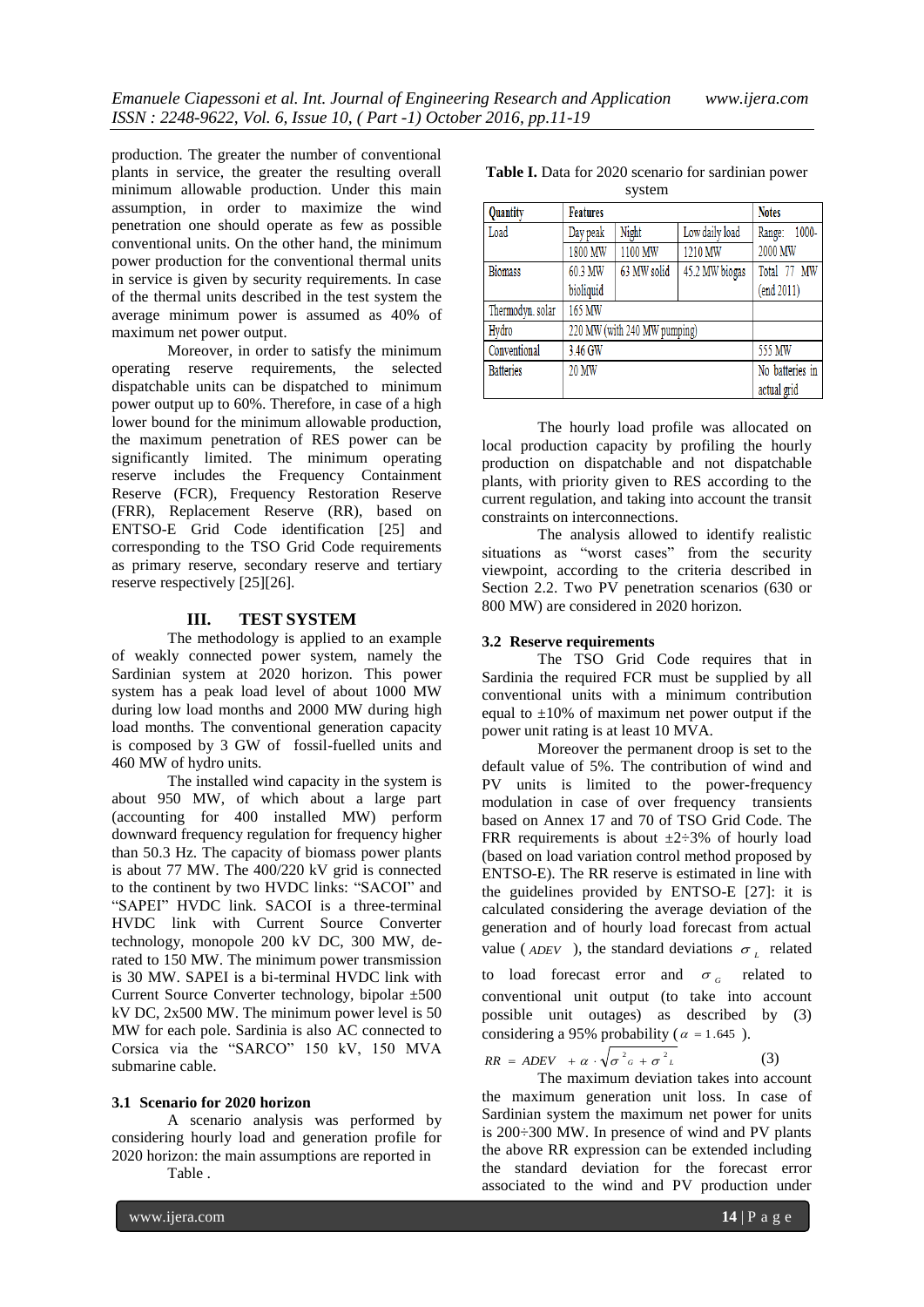production. The greater the number of conventional plants in service, the greater the resulting overall minimum allowable production. Under this main assumption, in order to maximize the wind penetration one should operate as few as possible conventional units. On the other hand, the minimum power production for the conventional thermal units in service is given by security requirements. In case of the thermal units described in the test system the average minimum power is assumed as 40% of maximum net power output.

Moreover, in order to satisfy the minimum operating reserve requirements, the selected dispatchable units can be dispatched to minimum power output up to 60%. Therefore, in case of a high lower bound for the minimum allowable production, the maximum penetration of RES power can be significantly limited. The minimum operating reserve includes the Frequency Containment Reserve (FCR), Frequency Restoration Reserve (FRR), Replacement Reserve (RR), based on ENTSO-E Grid Code identification [25] and corresponding to the TSO Grid Code requirements as primary reserve, secondary reserve and tertiary reserve respectively [25][26].

## III. TEST SYSTEM

The methodology is applied to an example of weakly connected power system, namely the Sardinian system at 2020 horizon. This power system has a peak load level of about 1000 MW during low load months and 2000 MW during high load months. The conventional generation capacity is composed by 3 GW of fossil-fuelled units and 460 MW of hydro units.

The installed wind capacity in the system is about 950 MW, of which about a large part (accounting for 400 installed MW) perform downward frequency regulation for frequency higher than 50.3 Hz. The capacity of biomass power plants is about 77 MW. The 400/220 kV grid is connected to the continent by two HVDC links: "SACOI" and "SAPEI" HVDC link. SACOI is a three-terminal HVDC link with Current Source Converter technology, monopole 200 kV DC, 300 MW, de-rated to 150 MW. The minimum power transmission is 30 MW. SAPEI is a bi-terminal HVDC link with Current Source Converter technology, bipolar ±500 kV DC, 2x500 MW. The minimum power level is 50 MW for each pole. Sardinia is also AC connected to Corsica via the "SARCO" 150 kV, 150 MVA submarine cable.

### 3.1 Scenario for 2020 horizon

A scenario analysis was performed by considering hourly load and generation profile for 2020 horizon: the main assumptions are reported in Table .

**Table I.** Data for 2020 scenario for sardinian power system

| Quantity | Features | | | Notes |
|---|---|---|---|---|
| Load | Day peak | Night | Low daily load | Range: 1000-2000 MW |
| | 1800 MW | 1100 MW | 1210 MW | |
| Biomass | 60.3 MW bioliquid | 63 MW solid | 45.2 MW biogas | Total 77 MW (end 2011) |
| Thermodyn. solar | 165 MW | | | |
| Hydro | 220 MW (with 240 MW pumping) | | | |
| Conventional | 3.46 GW | | | 555 MW |
| Batteries | 20 MW | | | No batteries in actual grid |

The hourly load profile was allocated on local production capacity by profiling the hourly production on dispatchable and not dispatchable plants, with priority given to RES according to the current regulation, and taking into account the transit constraints on interconnections.

The analysis allowed to identify realistic situations as "worst cases" from the security viewpoint, according to the criteria described in Section 2.2. Two PV penetration scenarios (630 or 800 MW) are considered in 2020 horizon.

### 3.2 Reserve requirements

The TSO Grid Code requires that in Sardinia the required FCR must be supplied by all conventional units with a minimum contribution equal to ±10% of maximum net power output if the power unit rating is at least 10 MVA.

Moreover the permanent droop is set to the default value of 5%. The contribution of wind and PV units is limited to the power-frequency modulation in case of over frequency transients based on Annex 17 and 70 of TSO Grid Code. The FRR requirements is about ±2÷3% of hourly load (based on load variation control method proposed by ENTSO-E). The RR reserve is estimated in line with the guidelines provided by ENTSO-E [27]: it is calculated considering the average deviation of the generation and of hourly load forecast from actual value ($ADEV$), the standard deviations $\sigma_L$ related to load forecast error and $\sigma_G$ related to conventional unit output (to take into account possible unit outages) as described by (3) considering a 95% probability ($\alpha = 1.645$).

$$RR = ADEV + \alpha \cdot \sqrt{\sigma^2_G + \sigma^2_L} \qquad (3)$$

The maximum deviation takes into account the maximum generation unit loss. In case of Sardinian system the maximum net power for units is 200÷300 MW. In presence of wind and PV plants the above RR expression can be extended including the standard deviation for the forecast error associated to the wind and PV production under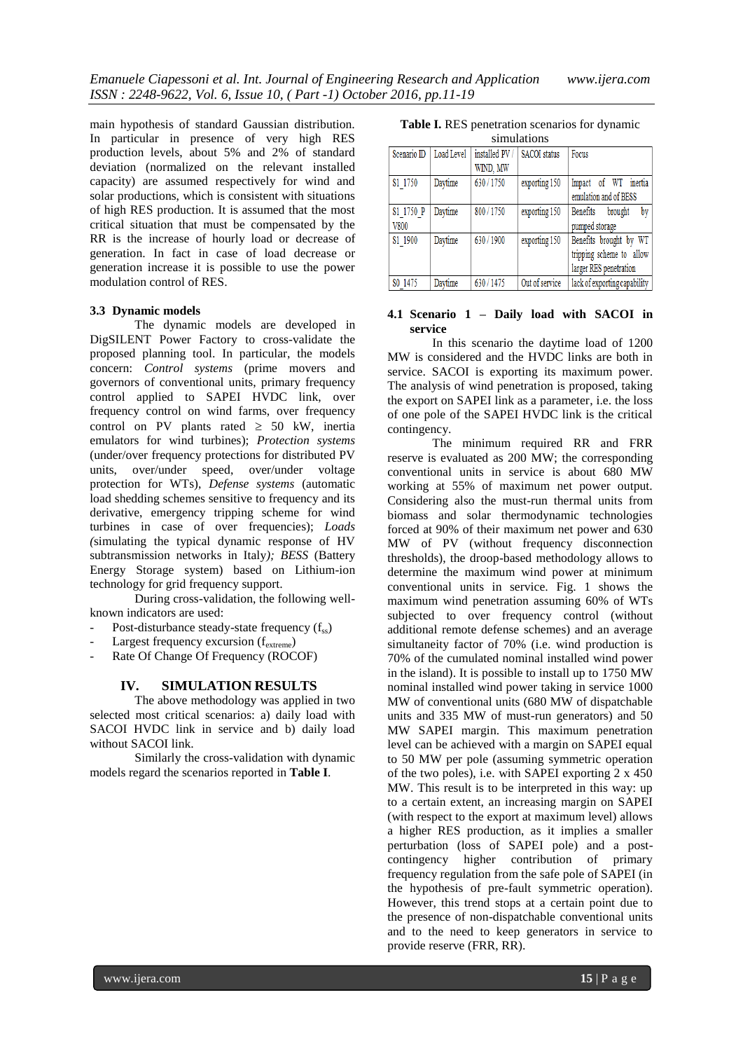main hypothesis of standard Gaussian distribution. In particular in presence of very high RES production levels, about 5% and 2% of standard deviation (normalized on the relevant installed capacity) are assumed respectively for wind and solar productions, which is consistent with situations of high RES production. It is assumed that the most critical situation that must be compensated by the RR is the increase of hourly load or decrease of generation. In fact in case of load decrease or generation increase it is possible to use the power modulation control of RES.

### 3.3 Dynamic models

The dynamic models are developed in DigSILENT Power Factory to cross-validate the proposed planning tool. In particular, the models concern: *Control systems* (prime movers and governors of conventional units, primary frequency control applied to SAPEI HVDC link, over frequency control on wind farms, over frequency control on PV plants rated ≥ 50 kW, inertia emulators for wind turbines); *Protection systems* (under/over frequency protections for distributed PV units, over/under speed, over/under voltage protection for WTs), *Defense systems* (automatic load shedding schemes sensitive to frequency and its derivative, emergency tripping scheme for wind turbines in case of over frequencies); *Loads (*simulating the typical dynamic response of HV subtransmission networks in Italy*); BESS* (Battery Energy Storage system) based on Lithium-ion technology for grid frequency support.

During cross-validation, the following well-known indicators are used:

- Post-disturbance steady-state frequency ($f_{ss}$)
- Largest frequency excursion ($f_{extreme}$)
- Rate Of Change Of Frequency (ROCOF)

## IV. SIMULATION RESULTS

The above methodology was applied in two selected most critical scenarios: a) daily load with SACOI HVDC link in service and b) daily load without SACOI link.

Similarly the cross-validation with dynamic models regard the scenarios reported in **Table I**.

**Table I.** RES penetration scenarios for dynamic simulations

| Scenario ID | Load Level | installed PV / WIND, MW | SACOI status | Focus |
|---|---|---|---|---|
| S1_1750 | Daytime | 630 / 1750 | exporting 150 | Impact of WT inertia emulation and of BESS |
| S1_1750_P V800 | Daytime | 800 / 1750 | exporting 150 | Benefits brought by pumped storage |
| S1_1900 | Daytime | 630 / 1900 | exporting 150 | Benefits brought by WT tripping scheme to allow larger RES penetration |
| S0_1475 | Daytime | 630 / 1475 | Out of service | lack of exporting capability |

### 4.1 Scenario 1 – Daily load with SACOI in service

In this scenario the daytime load of 1200 MW is considered and the HVDC links are both in service. SACOI is exporting its maximum power. The analysis of wind penetration is proposed, taking the export on SAPEI link as a parameter, i.e. the loss of one pole of the SAPEI HVDC link is the critical contingency.

The minimum required RR and FRR reserve is evaluated as 200 MW; the corresponding conventional units in service is about 680 MW working at 55% of maximum net power output. Considering also the must-run thermal units from biomass and solar thermodynamic technologies forced at 90% of their maximum net power and 630 MW of PV (without frequency disconnection thresholds), the droop-based methodology allows to determine the maximum wind power at minimum conventional units in service. Fig. 1 shows the maximum wind penetration assuming 60% of WTs subjected to over frequency control (without additional remote defense schemes) and an average simultaneity factor of 70% (i.e. wind production is 70% of the cumulated nominal installed wind power in the island). It is possible to install up to 1750 MW nominal installed wind power taking in service 1000 MW of conventional units (680 MW of dispatchable units and 335 MW of must-run generators) and 50 MW SAPEI margin. This maximum penetration level can be achieved with a margin on SAPEI equal to 50 MW per pole (assuming symmetric operation of the two poles), i.e. with SAPEI exporting 2 x 450 MW. This result is to be interpreted in this way: up to a certain extent, an increasing margin on SAPEI (with respect to the export at maximum level) allows a higher RES production, as it implies a smaller perturbation (loss of SAPEI pole) and a post-contingency higher contribution of primary frequency regulation from the safe pole of SAPEI (in the hypothesis of pre-fault symmetric operation). However, this trend stops at a certain point due to the presence of non-dispatchable conventional units and to the need to keep generators in service to provide reserve (FRR, RR).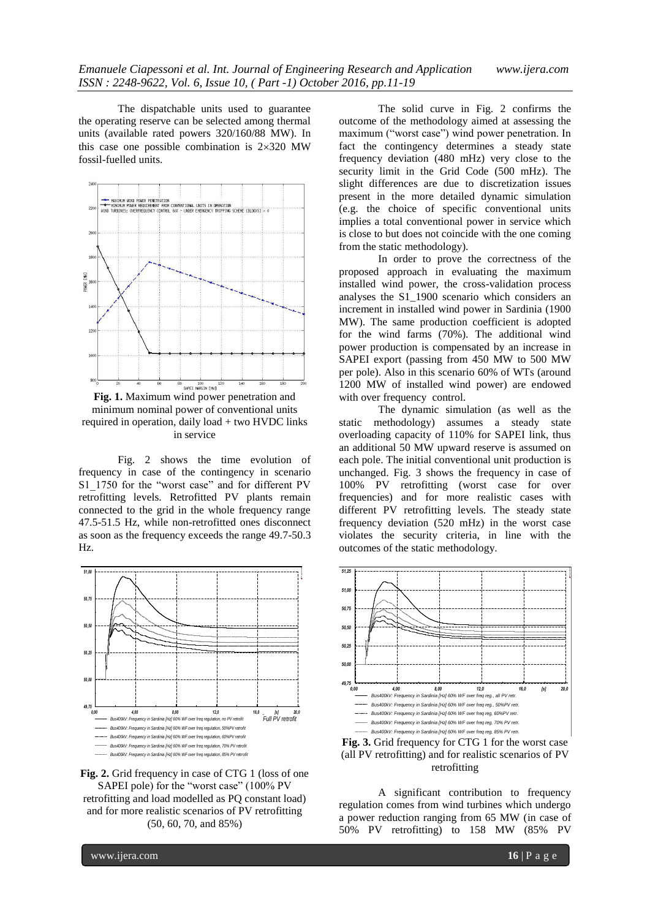The dispatchable units used to guarantee the operating reserve can be selected among thermal units (available rated powers 320/160/88 MW). In this case one possible combination is 2×320 MW fossil-fuelled units.

**Fig. 1.** Maximum wind power penetration and minimum nominal power of conventional units required in operation, daily load + two HVDC links in service

Fig. 2 shows the time evolution of frequency in case of the contingency in scenario S1_1750 for the "worst case" and for different PV retrofitting levels. Retrofitted PV plants remain connected to the grid in the whole frequency range 47.5-51.5 Hz, while non-retrofitted ones disconnect as soon as the frequency exceeds the range 49.7-50.3 Hz.

**Fig. 2.** Grid frequency in case of CTG 1 (loss of one SAPEI pole) for the "worst case" (100% PV retrofitting and load modelled as PQ constant load) and for more realistic scenarios of PV retrofitting (50, 60, 70, and 85%)

The solid curve in Fig. 2 confirms the outcome of the methodology aimed at assessing the maximum ("worst case") wind power penetration. In fact the contingency determines a steady state frequency deviation (480 mHz) very close to the security limit in the Grid Code (500 mHz). The slight differences are due to discretization issues present in the more detailed dynamic simulation (e.g. the choice of specific conventional units implies a total conventional power in service which is close to but does not coincide with the one coming from the static methodology).

In order to prove the correctness of the proposed approach in evaluating the maximum installed wind power, the cross-validation process analyses the S1_1900 scenario which considers an increment in installed wind power in Sardinia (1900 MW). The same production coefficient is adopted for the wind farms (70%). The additional wind power production is compensated by an increase in SAPEI export (passing from 450 MW to 500 MW per pole). Also in this scenario 60% of WTs (around 1200 MW of installed wind power) are endowed with over frequency control.

The dynamic simulation (as well as the static methodology) assumes a steady state overloading capacity of 110% for SAPEI link, thus an additional 50 MW upward reserve is assumed on each pole. The initial conventional unit production is unchanged. Fig. 3 shows the frequency in case of 100% PV retrofitting (worst case for over frequencies) and for more realistic cases with different PV retrofitting levels. The steady state frequency deviation (520 mHz) in the worst case violates the security criteria, in line with the outcomes of the static methodology.

**Fig. 3.** Grid frequency for CTG 1 for the worst case (all PV retrofitting) and for realistic scenarios of PV retrofitting

A significant contribution to frequency regulation comes from wind turbines which undergo a power reduction ranging from 65 MW (in case of 50% PV retrofitting) to 158 MW (85% PV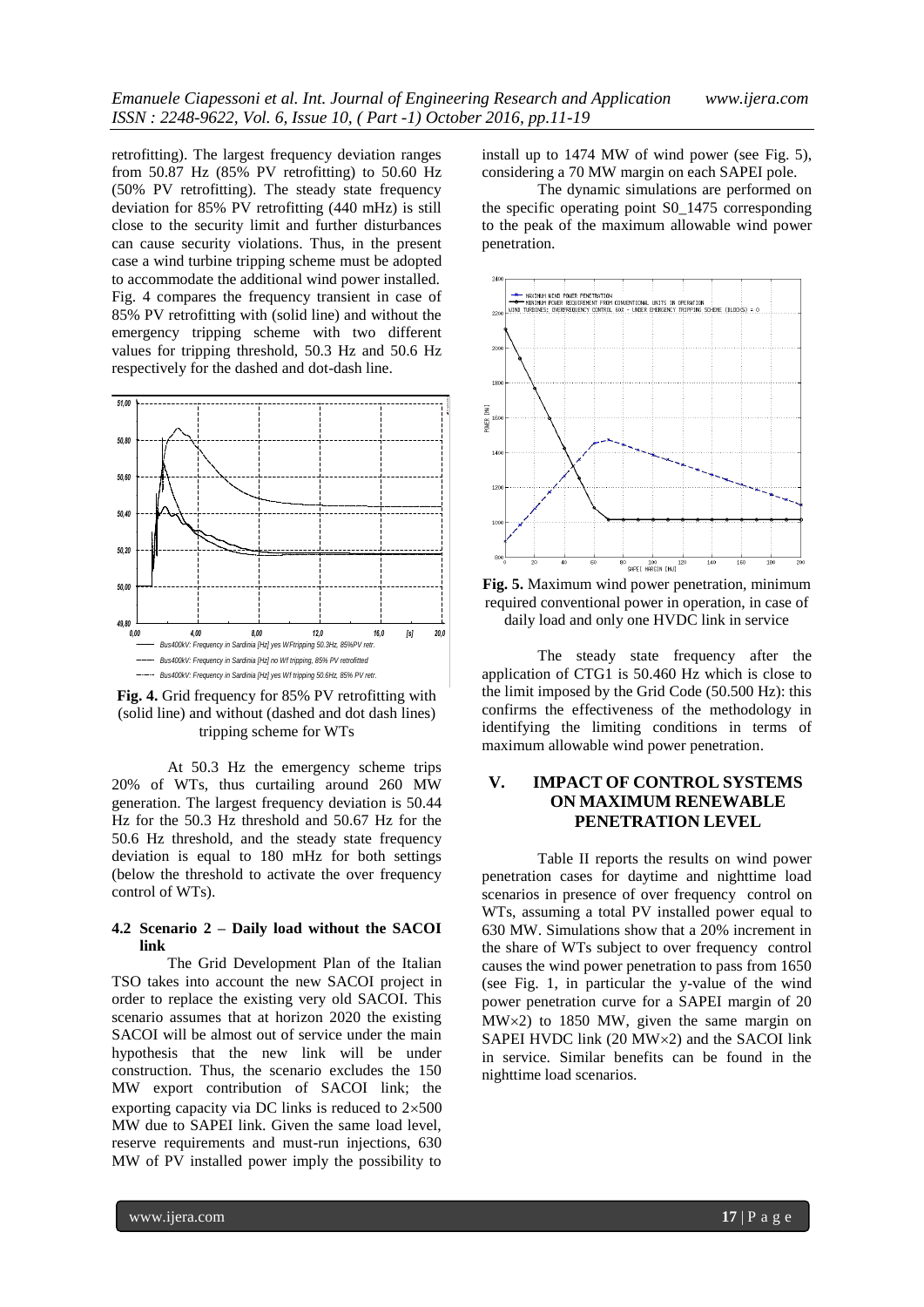retrofitting). The largest frequency deviation ranges from 50.87 Hz (85% PV retrofitting) to 50.60 Hz (50% PV retrofitting). The steady state frequency deviation for 85% PV retrofitting (440 mHz) is still close to the security limit and further disturbances can cause security violations. Thus, in the present case a wind turbine tripping scheme must be adopted to accommodate the additional wind power installed. Fig. 4 compares the frequency transient in case of 85% PV retrofitting with (solid line) and without the emergency tripping scheme with two different values for tripping threshold, 50.3 Hz and 50.6 Hz respectively for the dashed and dot-dash line.

**Fig. 4.** Grid frequency for 85% PV retrofitting with (solid line) and without (dashed and dot dash lines) tripping scheme for WTs

At 50.3 Hz the emergency scheme trips 20% of WTs, thus curtailing around 260 MW generation. The largest frequency deviation is 50.44 Hz for the 50.3 Hz threshold and 50.67 Hz for the 50.6 Hz threshold, and the steady state frequency deviation is equal to 180 mHz for both settings (below the threshold to activate the over frequency control of WTs).

### 4.2 Scenario 2 – Daily load without the SACOI link

The Grid Development Plan of the Italian TSO takes into account the new SACOI project in order to replace the existing very old SACOI. This scenario assumes that at horizon 2020 the existing SACOI will be almost out of service under the main hypothesis that the new link will be under construction. Thus, the scenario excludes the 150 MW export contribution of SACOI link; the exporting capacity via DC links is reduced to 2×500 MW due to SAPEI link. Given the same load level, reserve requirements and must-run injections, 630 MW of PV installed power imply the possibility to install up to 1474 MW of wind power (see Fig. 5), considering a 70 MW margin on each SAPEI pole.

The dynamic simulations are performed on the specific operating point S0_1475 corresponding to the peak of the maximum allowable wind power penetration.

**Fig. 5.** Maximum wind power penetration, minimum required conventional power in operation, in case of daily load and only one HVDC link in service

The steady state frequency after the application of CTG1 is 50.460 Hz which is close to the limit imposed by the Grid Code (50.500 Hz): this confirms the effectiveness of the methodology in identifying the limiting conditions in terms of maximum allowable wind power penetration.

## V. IMPACT OF CONTROL SYSTEMS ON MAXIMUM RENEWABLE PENETRATION LEVEL

Table II reports the results on wind power penetration cases for daytime and nighttime load scenarios in presence of over frequency control on WTs, assuming a total PV installed power equal to 630 MW. Simulations show that a 20% increment in the share of WTs subject to over frequency control causes the wind power penetration to pass from 1650 (see Fig. 1, in particular the y-value of the wind power penetration curve for a SAPEI margin of 20 MW×2) to 1850 MW, given the same margin on SAPEI HVDC link (20 MW×2) and the SACOI link in service. Similar benefits can be found in the nighttime load scenarios.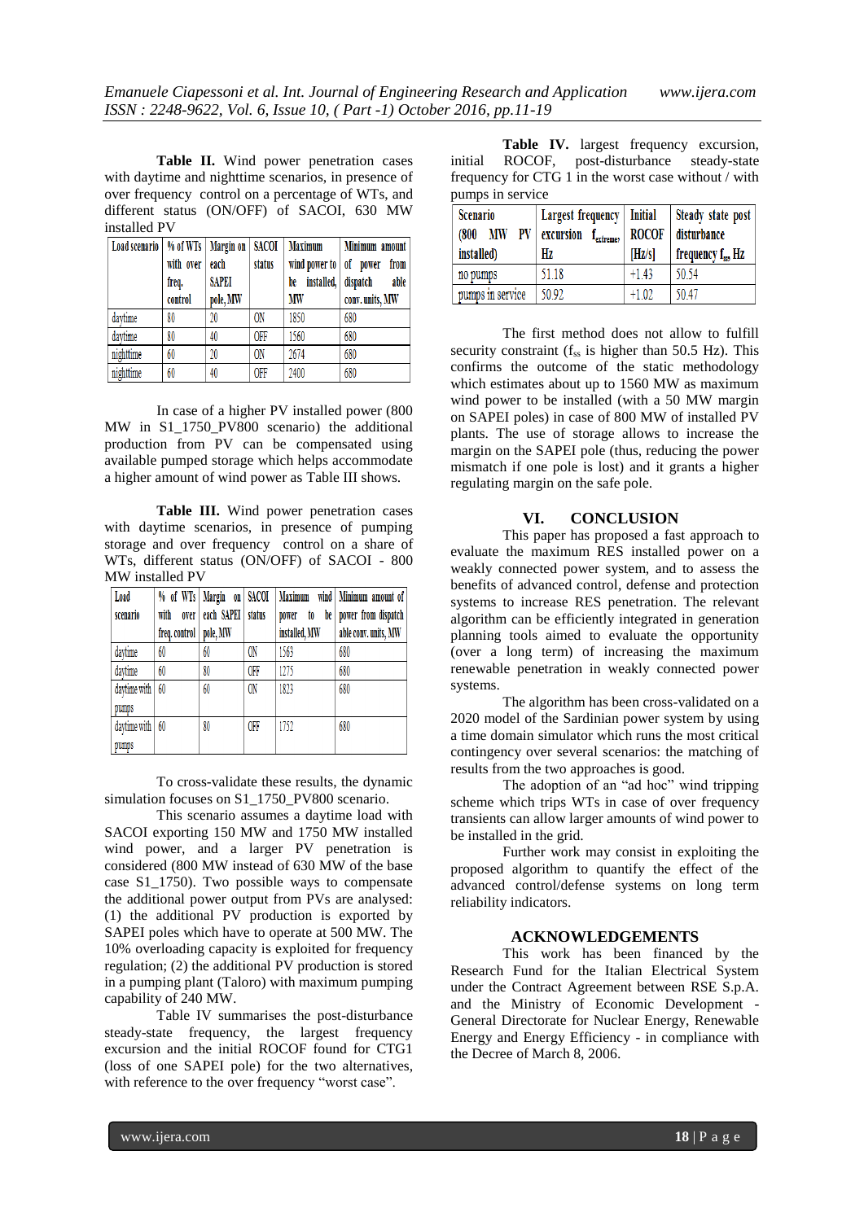**Table II.** Wind power penetration cases with daytime and nighttime scenarios, in presence of over frequency control on a percentage of WTs, and different status (ON/OFF) of SACOI, 630 MW installed PV

| Load scenario | % of WTs with over freq. control | Margin on each SAPEI pole, MW | SACOI status | Maximum wind power to be installed, MW | Minimum amount of power from dispatch able conv. units, MW |
|---|---|---|---|---|---|
| daytime | 80 | 20 | ON | 1850 | 680 |
| daytime | 80 | 40 | OFF | 1560 | 680 |
| nighttime | 60 | 20 | ON | 2674 | 680 |
| nighttime | 60 | 40 | OFF | 2400 | 680 |

In case of a higher PV installed power (800 MW in S1_1750_PV800 scenario) the additional production from PV can be compensated using available pumped storage which helps accommodate a higher amount of wind power as Table III shows.

**Table III.** Wind power penetration cases with daytime scenarios, in presence of pumping storage and over frequency control on a share of WTs, different status (ON/OFF) of SACOI - 800 MW installed PV

| Load scenario | % of WTs with over freq. control | Margin on each SAPEI pole, MW | SACOI status | Maximum wind power to be installed, MW | Minimum amount of power from dispatch able conv. units, MW |
|---|---|---|---|---|---|
| daytime | 60 | 60 | ON | 1563 | 680 |
| daytime | 60 | 80 | OFF | 1275 | 680 |
| daytime with pumps | 60 | 60 | ON | 1823 | 680 |
| daytime with pumps | 60 | 80 | OFF | 1752 | 680 |

To cross-validate these results, the dynamic simulation focuses on S1_1750_PV800 scenario.

This scenario assumes a daytime load with SACOI exporting 150 MW and 1750 MW installed wind power, and a larger PV penetration is considered (800 MW instead of 630 MW of the base case S1_1750). Two possible ways to compensate the additional power output from PVs are analysed: (1) the additional PV production is exported by SAPEI poles which have to operate at 500 MW. The 10% overloading capacity is exploited for frequency regulation; (2) the additional PV production is stored in a pumping plant (Taloro) with maximum pumping capability of 240 MW.

Table IV summarises the post-disturbance steady-state frequency, the largest frequency excursion and the initial ROCOF found for CTG1 (loss of one SAPEI pole) for the two alternatives, with reference to the over frequency "worst case".

**Table IV.** largest frequency excursion, initial ROCOF, post-disturbance steady-state frequency for CTG 1 in the worst case without / with pumps in service

| Scenario (800 MW PV installed) | Largest frequency excursion $f_{extreme}$, Hz | Initial ROCOF [Hz/s] | Steady state post disturbance frequency $f_{ss}$, Hz |
|---|---|---|---|
| no pumps | 51.18 | +1.43 | 50.54 |
| pumps in service | 50.92 | +1.02 | 50.47 |

The first method does not allow to fulfill security constraint ($f_{ss}$ is higher than 50.5 Hz). This confirms the outcome of the static methodology which estimates about up to 1560 MW as maximum wind power to be installed (with a 50 MW margin on SAPEI poles) in case of 800 MW of installed PV plants. The use of storage allows to increase the margin on the SAPEI pole (thus, reducing the power mismatch if one pole is lost) and it grants a higher regulating margin on the safe pole.

## VI. CONCLUSION

This paper has proposed a fast approach to evaluate the maximum RES installed power on a weakly connected power system, and to assess the benefits of advanced control, defense and protection systems to increase RES penetration. The relevant algorithm can be efficiently integrated in generation planning tools aimed to evaluate the opportunity (over a long term) of increasing the maximum renewable penetration in weakly connected power systems.

The algorithm has been cross-validated on a 2020 model of the Sardinian power system by using a time domain simulator which runs the most critical contingency over several scenarios: the matching of results from the two approaches is good.

The adoption of an "ad hoc" wind tripping scheme which trips WTs in case of over frequency transients can allow larger amounts of wind power to be installed in the grid.

Further work may consist in exploiting the proposed algorithm to quantify the effect of the advanced control/defense systems on long term reliability indicators.

## ACKNOWLEDGEMENTS

This work has been financed by the Research Fund for the Italian Electrical System under the Contract Agreement between RSE S.p.A. and the Ministry of Economic Development - General Directorate for Nuclear Energy, Renewable Energy and Energy Efficiency - in compliance with the Decree of March 8, 2006.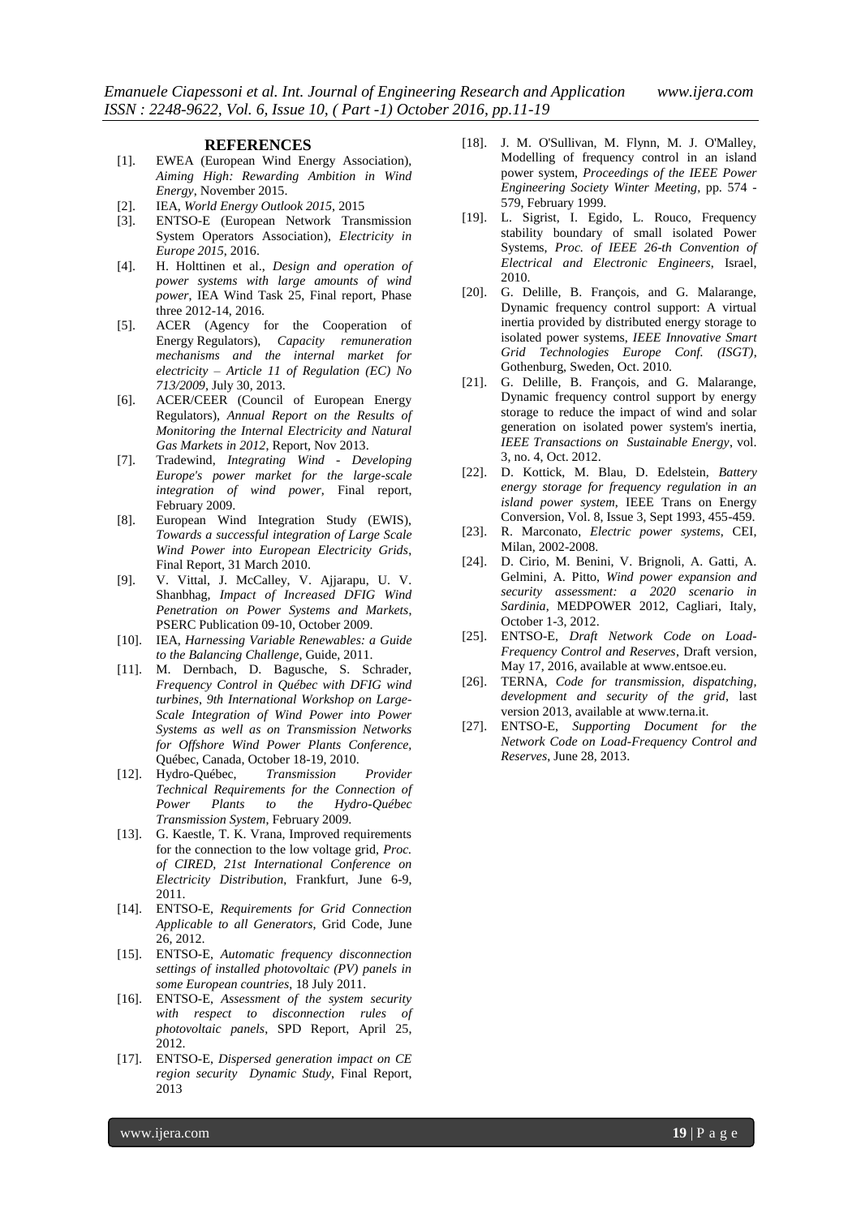## REFERENCES

[1]. EWEA (European Wind Energy Association), *Aiming High: Rewarding Ambition in Wind Energy*, November 2015.

[2]. IEA, *World Energy Outlook 2015*, 2015

[3]. ENTSO-E (European Network Transmission System Operators Association), *Electricity in Europe 2015*, 2016.

[4]. H. Holttinen et al., *Design and operation of power systems with large amounts of wind power*, IEA Wind Task 25, Final report, Phase three 2012-14, 2016.

[5]. ACER (Agency for the Cooperation of Energy Regulators), *Capacity remuneration mechanisms and the internal market for electricity – Article 11 of Regulation (EC) No 713/2009*, July 30, 2013.

[6]. ACER/CEER (Council of European Energy Regulators), *Annual Report on the Results of Monitoring the Internal Electricity and Natural Gas Markets in 2012*, Report, Nov 2013.

[7]. Tradewind, *Integrating Wind - Developing Europe's power market for the large-scale integration of wind power*, Final report, February 2009.

[8]. European Wind Integration Study (EWIS), *Towards a successful integration of Large Scale Wind Power into European Electricity Grids*, Final Report, 31 March 2010.

[9]. V. Vittal, J. McCalley, V. Ajjarapu, U. V. Shanbhag, *Impact of Increased DFIG Wind Penetration on Power Systems and Markets*, PSERC Publication 09-10, October 2009.

[10]. IEA, *Harnessing Variable Renewables: a Guide to the Balancing Challenge*, Guide, 2011.

[11]. M. Dernbach, D. Bagusche, S. Schrader, *Frequency Control in Québec with DFIG wind turbines*, *9th International Workshop on Large-Scale Integration of Wind Power into Power Systems as well as on Transmission Networks for Offshore Wind Power Plants Conference*, Québec, Canada, October 18-19, 2010.

[12]. Hydro-Québec, *Transmission Provider Technical Requirements for the Connection of Power Plants to the Hydro-Québec Transmission System*, February 2009.

[13]. G. Kaestle, T. K. Vrana, Improved requirements for the connection to the low voltage grid, *Proc. of CIRED, 21st International Conference on Electricity Distribution*, Frankfurt, June 6-9, 2011.

[14]. ENTSO-E, *Requirements for Grid Connection Applicable to all Generators*, Grid Code, June 26, 2012.

[15]. ENTSO-E, *Automatic frequency disconnection settings of installed photovoltaic (PV) panels in some European countries*, 18 July 2011.

[16]. ENTSO-E, *Assessment of the system security with respect to disconnection rules of photovoltaic panels*, SPD Report, April 25, 2012.

[17]. ENTSO-E, *Dispersed generation impact on CE region security Dynamic Study*, Final Report, 2013

[18]. J. M. O'Sullivan, M. Flynn, M. J. O'Malley, Modelling of frequency control in an island power system, *Proceedings of the IEEE Power Engineering Society Winter Meeting*, pp. 574 - 579, February 1999.

[19]. L. Sigrist, I. Egido, L. Rouco, Frequency stability boundary of small isolated Power Systems, *Proc. of IEEE 26-th Convention of Electrical and Electronic Engineers*, Israel, 2010.

[20]. G. Delille, B. François, and G. Malarange, Dynamic frequency control support: A virtual inertia provided by distributed energy storage to isolated power systems, *IEEE Innovative Smart Grid Technologies Europe Conf. (ISGT)*, Gothenburg, Sweden, Oct. 2010.

[21]. G. Delille, B. François, and G. Malarange, Dynamic frequency control support by energy storage to reduce the impact of wind and solar generation on isolated power system's inertia, *IEEE Transactions on Sustainable Energy*, vol. 3, no. 4, Oct. 2012.

[22]. D. Kottick, M. Blau, D. Edelstein, *Battery energy storage for frequency regulation in an island power system*, IEEE Trans on Energy Conversion, Vol. 8, Issue 3, Sept 1993, 455-459.

[23]. R. Marconato, *Electric power systems*, CEI, Milan, 2002-2008.

[24]. D. Cirio, M. Benini, V. Brignoli, A. Gatti, A. Gelmini, A. Pitto, *Wind power expansion and security assessment: a 2020 scenario in Sardinia*, MEDPOWER 2012, Cagliari, Italy, October 1-3, 2012.

[25]. ENTSO-E, *Draft Network Code on Load-Frequency Control and Reserves*, Draft version, May 17, 2016, available at www.entsoe.eu.

[26]. TERNA, *Code for transmission, dispatching, development and security of the grid*, last version 2013, available at www.terna.it.

[27]. ENTSO-E, *Supporting Document for the Network Code on Load-Frequency Control and Reserves*, June 28, 2013.